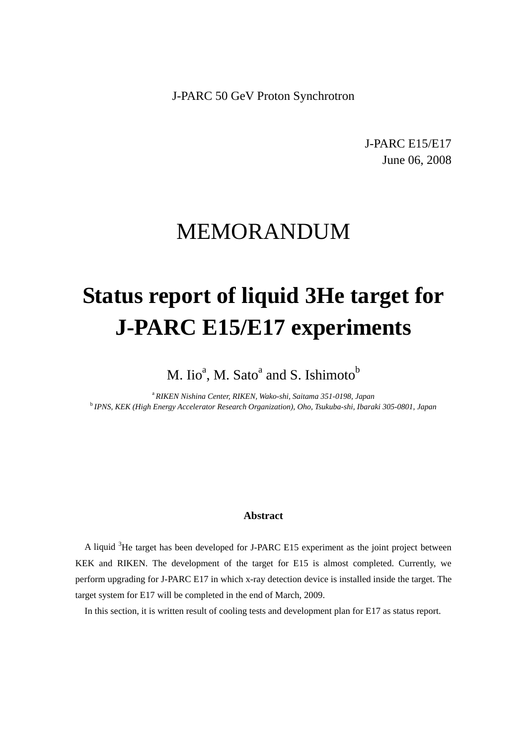J-PARC 50 GeV Proton Synchrotron

J-PARC E15/E17
June 06, 2008

# MEMORANDUM

# Status report of liquid 3He target for J-PARC E15/E17 experiments

M. Iio[a], M. Sato[a] and S. Ishimoto[b]

[a] *RIKEN Nishina Center, RIKEN, Wako-shi, Saitama 351-0198, Japan*
[b] *IPNS, KEK (High Energy Accelerator Research Organization), Oho, Tsukuba-shi, Ibaraki 305-0801, Japan*

**Abstract**

A liquid $^3$He target has been developed for J-PARC E15 experiment as the joint project between KEK and RIKEN. The development of the target for E15 is almost completed. Currently, we perform upgrading for J-PARC E17 in which x-ray detection device is installed inside the target. The target system for E17 will be completed in the end of March, 2009.

In this section, it is written result of cooling tests and development plan for E17 as status report.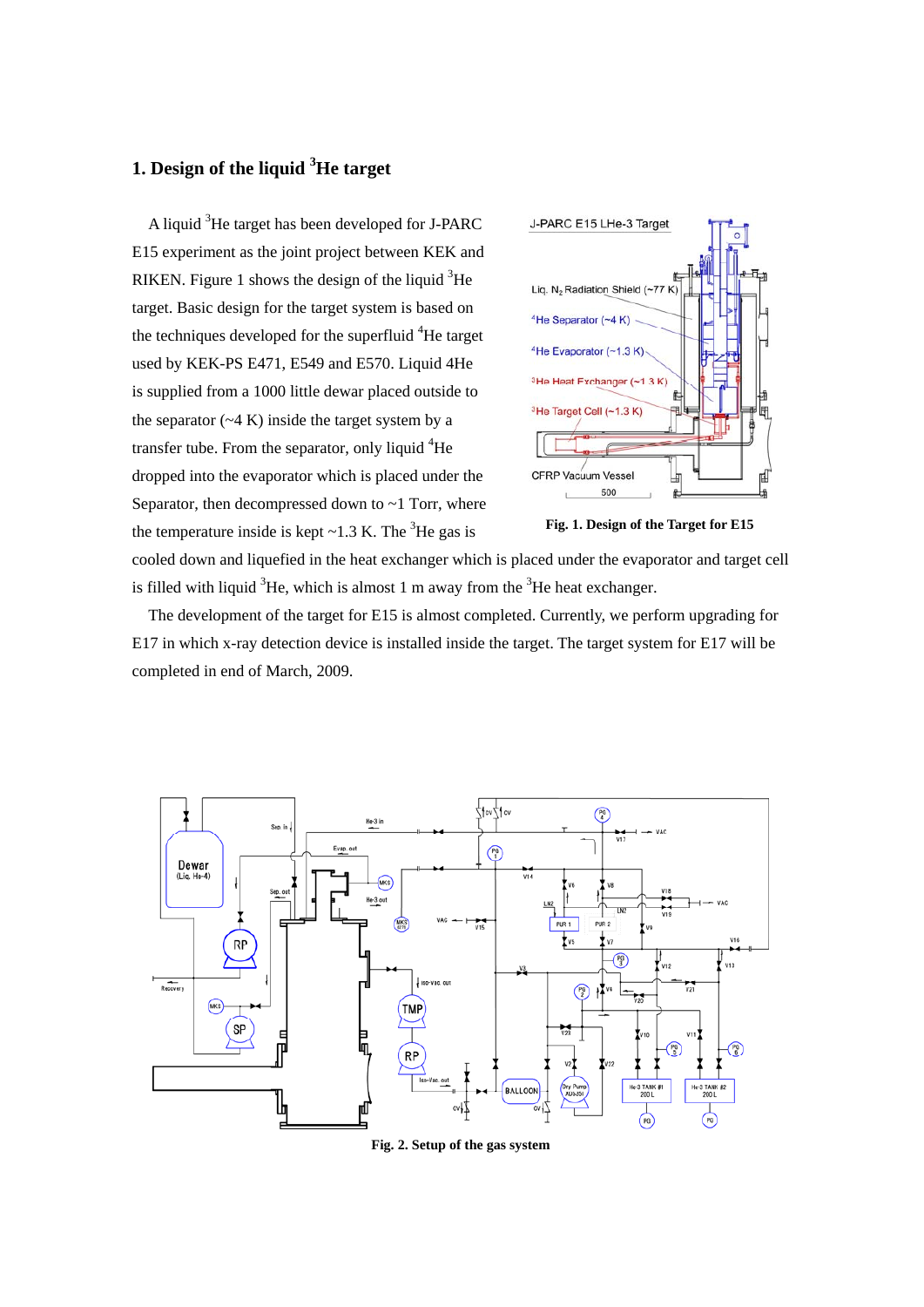## 1. Design of the liquid $^3$He target

A liquid $^3$He target has been developed for J-PARC E15 experiment as the joint project between KEK and RIKEN. Figure 1 shows the design of the liquid $^3$He target. Basic design for the target system is based on the techniques developed for the superfluid $^4$He target used by KEK-PS E471, E549 and E570. Liquid 4He is supplied from a 1000 little dewar placed outside to the separator (~4 K) inside the target system by a transfer tube. From the separator, only liquid $^4$He dropped into the evaporator which is placed under the Separator, then decompressed down to ~1 Torr, where the temperature inside is kept ~1.3 K. The $^3$He gas is cooled down and liquefied in the heat exchanger which is placed under the evaporator and target cell is filled with liquid $^3$He, which is almost 1 m away from the $^3$He heat exchanger.

**Fig. 1. Design of the Target for E15**

The development of the target for E15 is almost completed. Currently, we perform upgrading for E17 in which x-ray detection device is installed inside the target. The target system for E17 will be completed in end of March, 2009.

**Fig. 2. Setup of the gas system**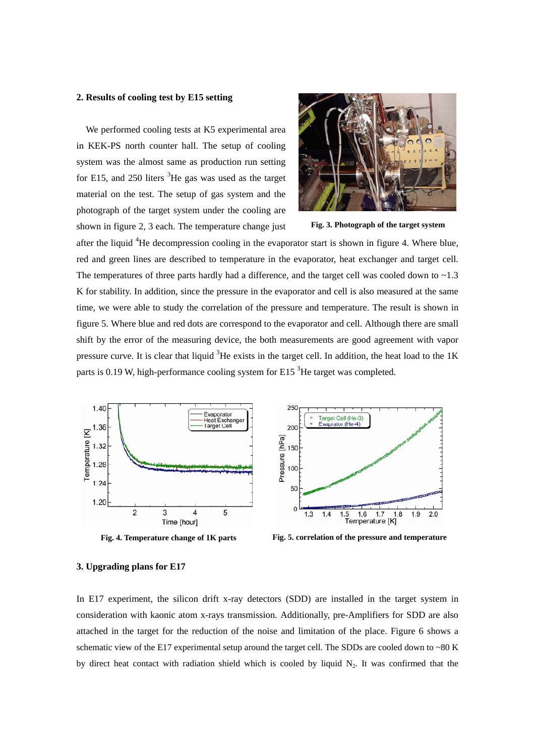## 2. Results of cooling test by E15 setting

We performed cooling tests at K5 experimental area in KEK-PS north counter hall. The setup of cooling system was the almost same as production run setting for E15, and 250 liters $^3$He gas was used as the target material on the test. The setup of gas system and the photograph of the target system under the cooling are shown in figure 2, 3 each. The temperature change just after the liquid $^4$He decompression cooling in the evaporator start is shown in figure 4. Where blue, red and green lines are described to temperature in the evaporator, heat exchanger and target cell. The temperatures of three parts hardly had a difference, and the target cell was cooled down to ~1.3 K for stability. In addition, since the pressure in the evaporator and cell is also measured at the same time, we were able to study the correlation of the pressure and temperature. The result is shown in figure 5. Where blue and red dots are correspond to the evaporator and cell. Although there are small shift by the error of the measuring device, the both measurements are good agreement with vapor pressure curve. It is clear that liquid $^3$He exists in the target cell. In addition, the heat load to the 1K parts is 0.19 W, high-performance cooling system for E15 $^3$He target was completed.

**Fig. 3. Photograph of the target system**

**Fig. 4. Temperature change of 1K parts**

**Fig. 5. correlation of the pressure and temperature**

## 3. Upgrading plans for E17

In E17 experiment, the silicon drift x-ray detectors (SDD) are installed in the target system in consideration with kaonic atom x-rays transmission. Additionally, pre-Amplifiers for SDD are also attached in the target for the reduction of the noise and limitation of the place. Figure 6 shows a schematic view of the E17 experimental setup around the target cell. The SDDs are cooled down to ~80 K by direct heat contact with radiation shield which is cooled by liquid $N_2$. It was confirmed that the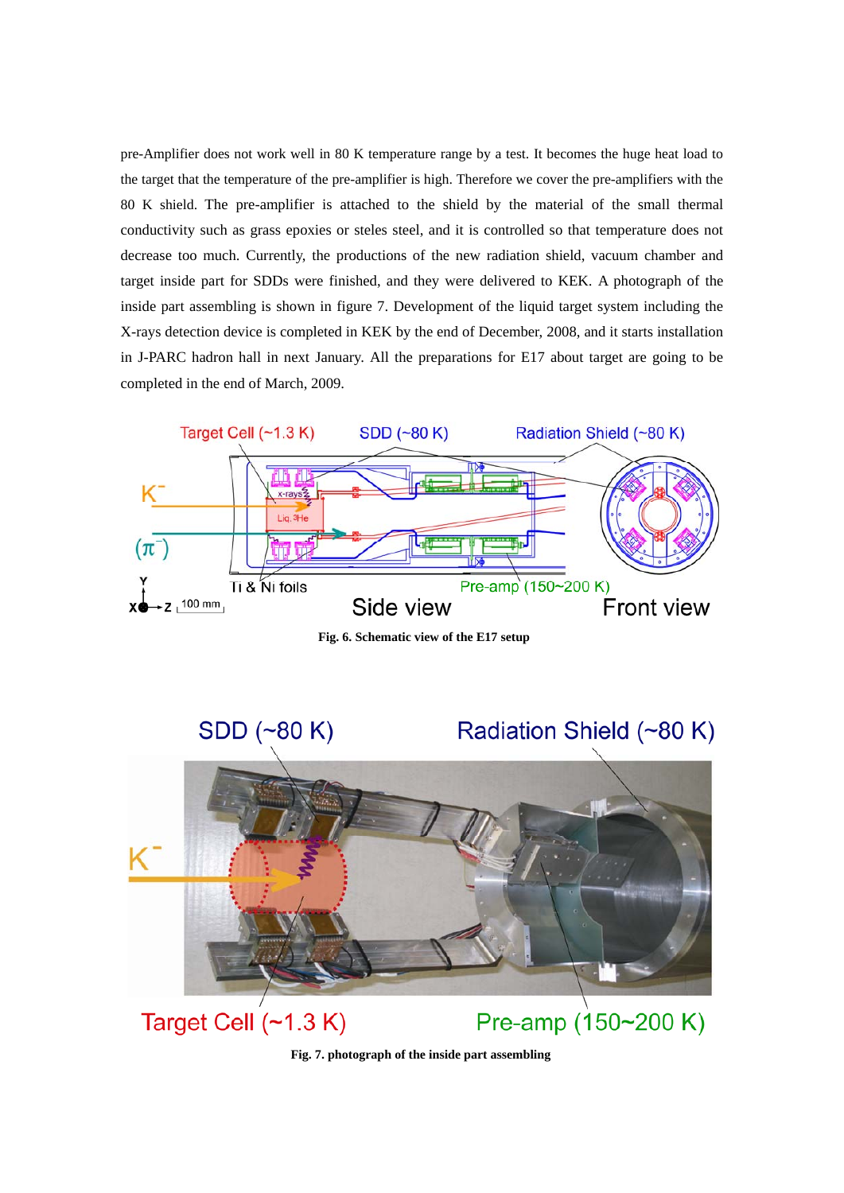pre-Amplifier does not work well in 80 K temperature range by a test. It becomes the huge heat load to the target that the temperature of the pre-amplifier is high. Therefore we cover the pre-amplifiers with the 80 K shield. The pre-amplifier is attached to the shield by the material of the small thermal conductivity such as grass epoxies or steles steel, and it is controlled so that temperature does not decrease too much. Currently, the productions of the new radiation shield, vacuum chamber and target inside part for SDDs were finished, and they were delivered to KEK. A photograph of the inside part assembling is shown in figure 7. Development of the liquid target system including the X-rays detection device is completed in KEK by the end of December, 2008, and it starts installation in J-PARC hadron hall in next January. All the preparations for E17 about target are going to be completed in the end of March, 2009.

Target Cell (~1.3 K)
SDD (~80 K)
Radiation Shield (~80 K)
$K^-$
$(\pi^-)$
x-rays
Liq. $^3$He
Ti & Ni foils
Pre-amp (150~200 K)
Y
X
Z
100 mm
Side view
Front view

**Fig. 6. Schematic view of the E17 setup**

SDD (~80 K)
Radiation Shield (~80 K)
$K^-$
Target Cell (~1.3 K)
Pre-amp (150~200 K)

**Fig. 7. photograph of the inside part assembling**